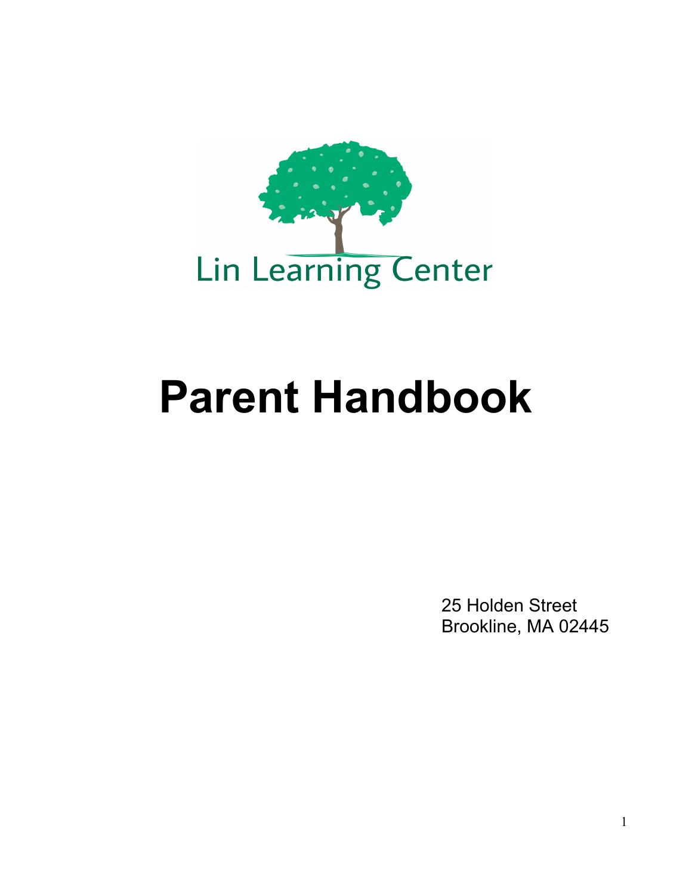Lin Learning Center

# Parent Handbook

25 Holden Street
Brookline, MA 02445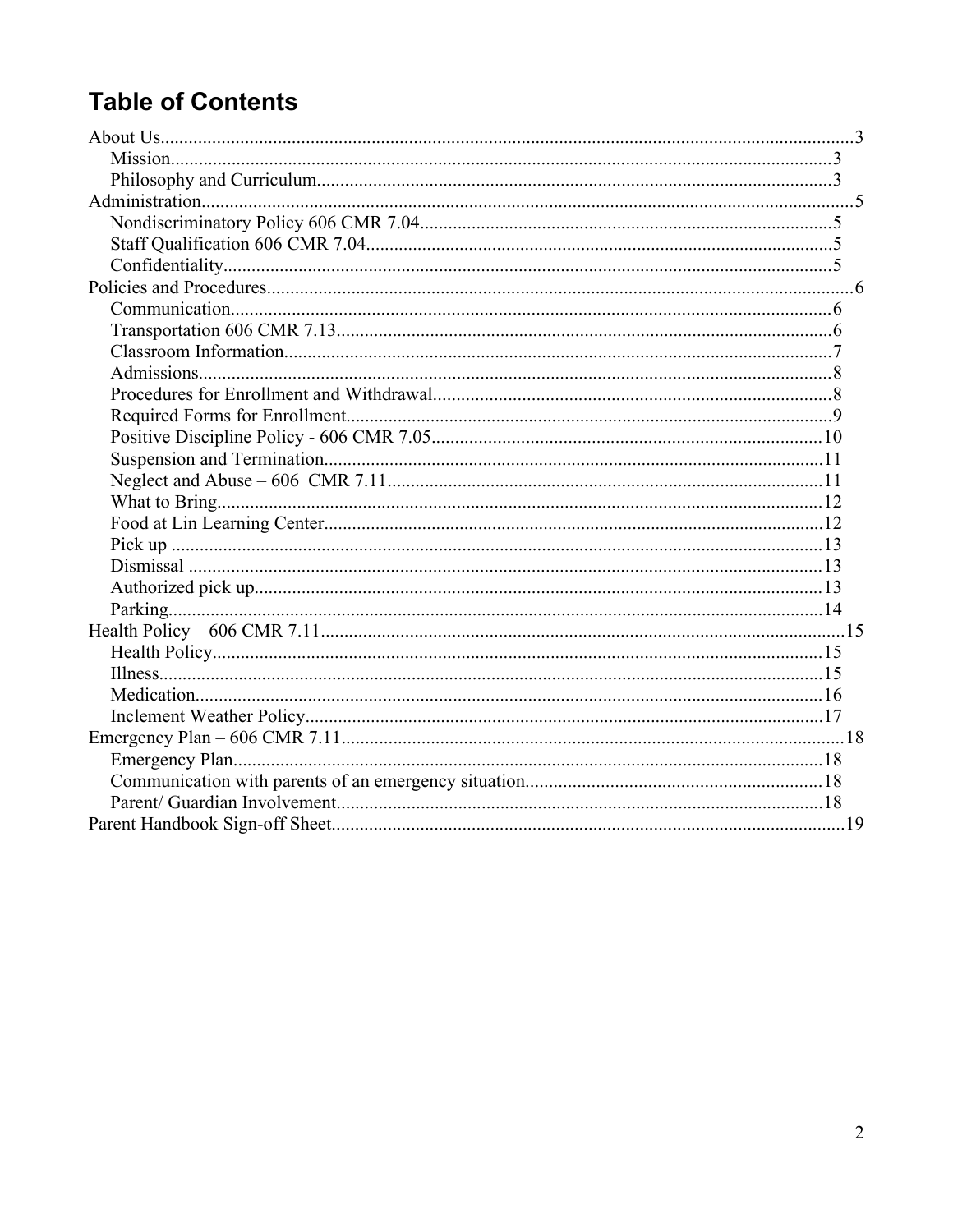# Table of Contents

- About Us....3
  - Mission....3
  - Philosophy and Curriculum....3
- Administration....5
  - Nondiscriminatory Policy 606 CMR 7.04....5
  - Staff Qualification 606 CMR 7.04....5
  - Confidentiality....5
- Policies and Procedures....6
  - Communication....6
  - Transportation 606 CMR 7.13....6
  - Classroom Information....7
  - Admissions....8
  - Procedures for Enrollment and Withdrawal....8
  - Required Forms for Enrollment....9
  - Positive Discipline Policy - 606 CMR 7.05....10
  - Suspension and Termination....11
  - Neglect and Abuse – 606 CMR 7.11....11
  - What to Bring....12
  - Food at Lin Learning Center....12
  - Pick up....13
  - Dismissal....13
  - Authorized pick up....13
  - Parking....14
- Health Policy – 606 CMR 7.11....15
  - Health Policy....15
  - Illness....15
  - Medication....16
  - Inclement Weather Policy....17
- Emergency Plan – 606 CMR 7.11....18
  - Emergency Plan....18
  - Communication with parents of an emergency situation....18
  - Parent/ Guardian Involvement....18
- Parent Handbook Sign-off Sheet....19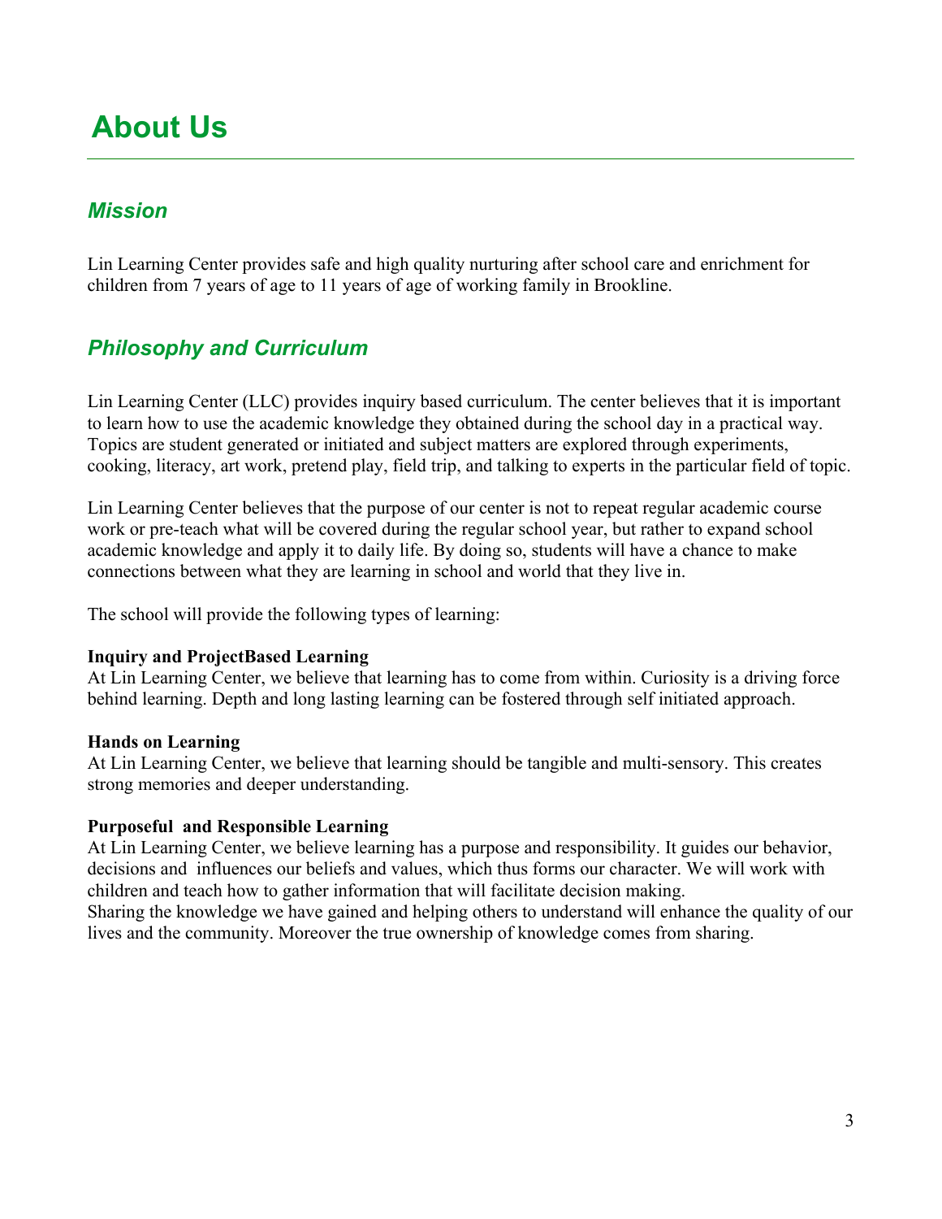# About Us

## *Mission*

Lin Learning Center provides safe and high quality nurturing after school care and enrichment for children from 7 years of age to 11 years of age of working family in Brookline.

## *Philosophy and Curriculum*

Lin Learning Center (LLC) provides inquiry based curriculum. The center believes that it is important to learn how to use the academic knowledge they obtained during the school day in a practical way. Topics are student generated or initiated and subject matters are explored through experiments, cooking, literacy, art work, pretend play, field trip, and talking to experts in the particular field of topic.

Lin Learning Center believes that the purpose of our center is not to repeat regular academic course work or pre-teach what will be covered during the regular school year, but rather to expand school academic knowledge and apply it to daily life. By doing so, students will have a chance to make connections between what they are learning in school and world that they live in.

The school will provide the following types of learning:

**Inquiry and ProjectBased Learning**
At Lin Learning Center, we believe that learning has to come from within. Curiosity is a driving force behind learning. Depth and long lasting learning can be fostered through self initiated approach.

**Hands on Learning**
At Lin Learning Center, we believe that learning should be tangible and multi-sensory. This creates strong memories and deeper understanding.

**Purposeful and Responsible Learning**
At Lin Learning Center, we believe learning has a purpose and responsibility. It guides our behavior, decisions and influences our beliefs and values, which thus forms our character. We will work with children and teach how to gather information that will facilitate decision making.
Sharing the knowledge we have gained and helping others to understand will enhance the quality of our lives and the community. Moreover the true ownership of knowledge comes from sharing.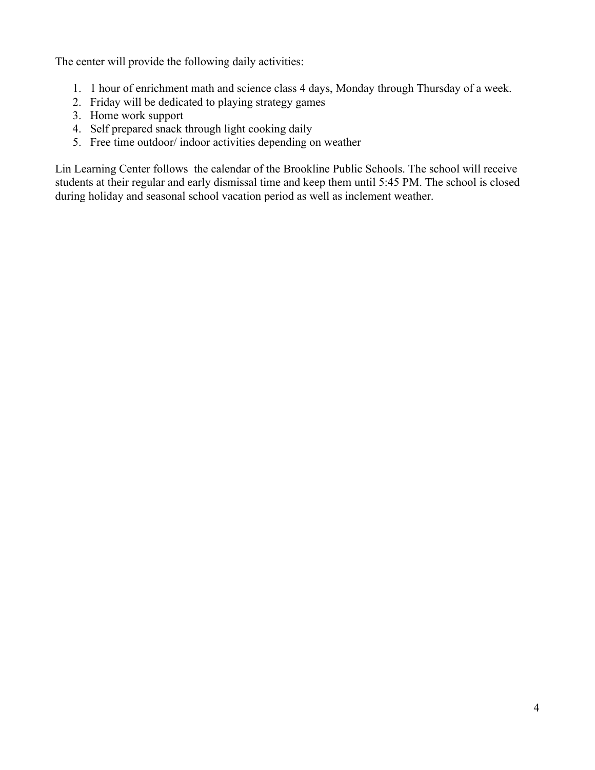The center will provide the following daily activities:

1. 1 hour of enrichment math and science class 4 days, Monday through Thursday of a week.
2. Friday will be dedicated to playing strategy games
3. Home work support
4. Self prepared snack through light cooking daily
5. Free time outdoor/ indoor activities depending on weather

Lin Learning Center follows the calendar of the Brookline Public Schools. The school will receive students at their regular and early dismissal time and keep them until 5:45 PM. The school is closed during holiday and seasonal school vacation period as well as inclement weather.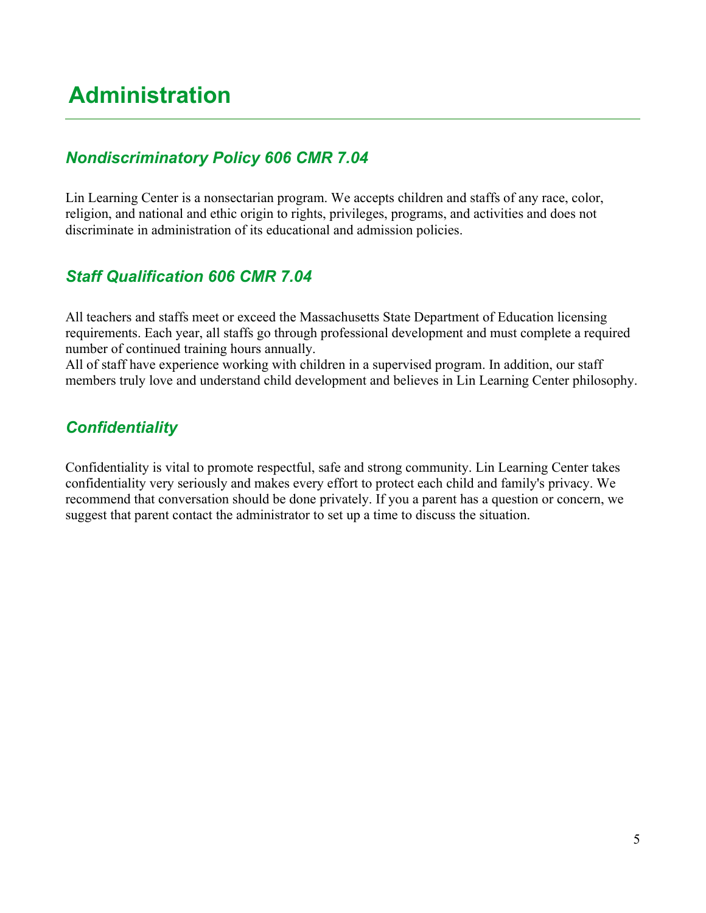# Administration

### *Nondiscriminatory Policy 606 CMR 7.04*

Lin Learning Center is a nonsectarian program. We accepts children and staffs of any race, color, religion, and national and ethic origin to rights, privileges, programs, and activities and does not discriminate in administration of its educational and admission policies.

### *Staff Qualification 606 CMR 7.04*

All teachers and staffs meet or exceed the Massachusetts State Department of Education licensing requirements. Each year, all staffs go through professional development and must complete a required number of continued training hours annually.
All of staff have experience working with children in a supervised program. In addition, our staff members truly love and understand child development and believes in Lin Learning Center philosophy.

### *Confidentiality*

Confidentiality is vital to promote respectful, safe and strong community. Lin Learning Center takes confidentiality very seriously and makes every effort to protect each child and family's privacy. We recommend that conversation should be done privately. If you a parent has a question or concern, we suggest that parent contact the administrator to set up a time to discuss the situation.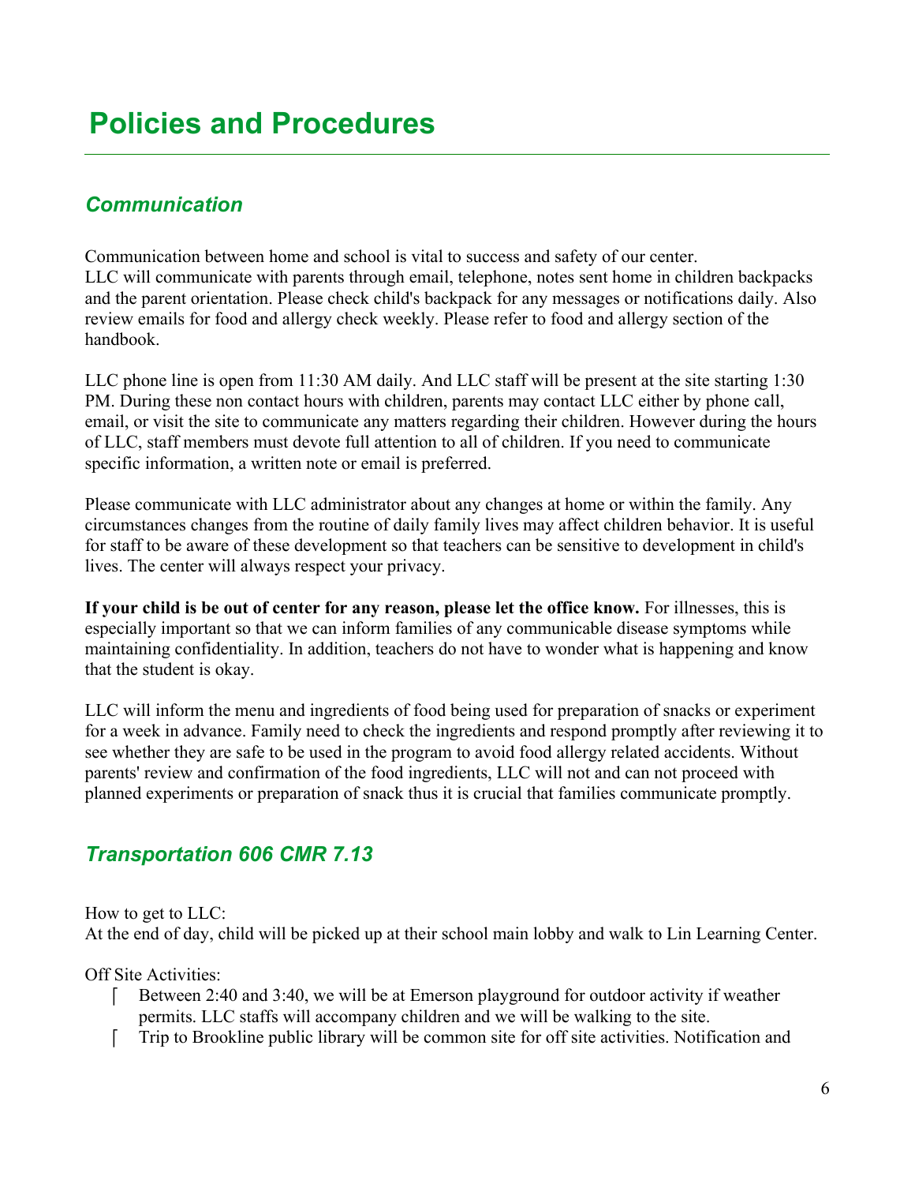# Policies and Procedures

## *Communication*

Communication between home and school is vital to success and safety of our center. LLC will communicate with parents through email, telephone, notes sent home in children backpacks and the parent orientation. Please check child's backpack for any messages or notifications daily. Also review emails for food and allergy check weekly. Please refer to food and allergy section of the handbook.

LLC phone line is open from 11:30 AM daily. And LLC staff will be present at the site starting 1:30 PM. During these non contact hours with children, parents may contact LLC either by phone call, email, or visit the site to communicate any matters regarding their children. However during the hours of LLC, staff members must devote full attention to all of children. If you need to communicate specific information, a written note or email is preferred.

Please communicate with LLC administrator about any changes at home or within the family. Any circumstances changes from the routine of daily family lives may affect children behavior. It is useful for staff to be aware of these development so that teachers can be sensitive to development in child's lives. The center will always respect your privacy.

**If your child is be out of center for any reason, please let the office know.** For illnesses, this is especially important so that we can inform families of any communicable disease symptoms while maintaining confidentiality. In addition, teachers do not have to wonder what is happening and know that the student is okay.

LLC will inform the menu and ingredients of food being used for preparation of snacks or experiment for a week in advance. Family need to check the ingredients and respond promptly after reviewing it to see whether they are safe to be used in the program to avoid food allergy related accidents. Without parents' review and confirmation of the food ingredients, LLC will not and can not proceed with planned experiments or preparation of snack thus it is crucial that families communicate promptly.

## *Transportation 606 CMR 7.13*

How to get to LLC:
At the end of day, child will be picked up at their school main lobby and walk to Lin Learning Center.

Off Site Activities:

- Between 2:40 and 3:40, we will be at Emerson playground for outdoor activity if weather permits. LLC staffs will accompany children and we will be walking to the site.
- Trip to Brookline public library will be common site for off site activities. Notification and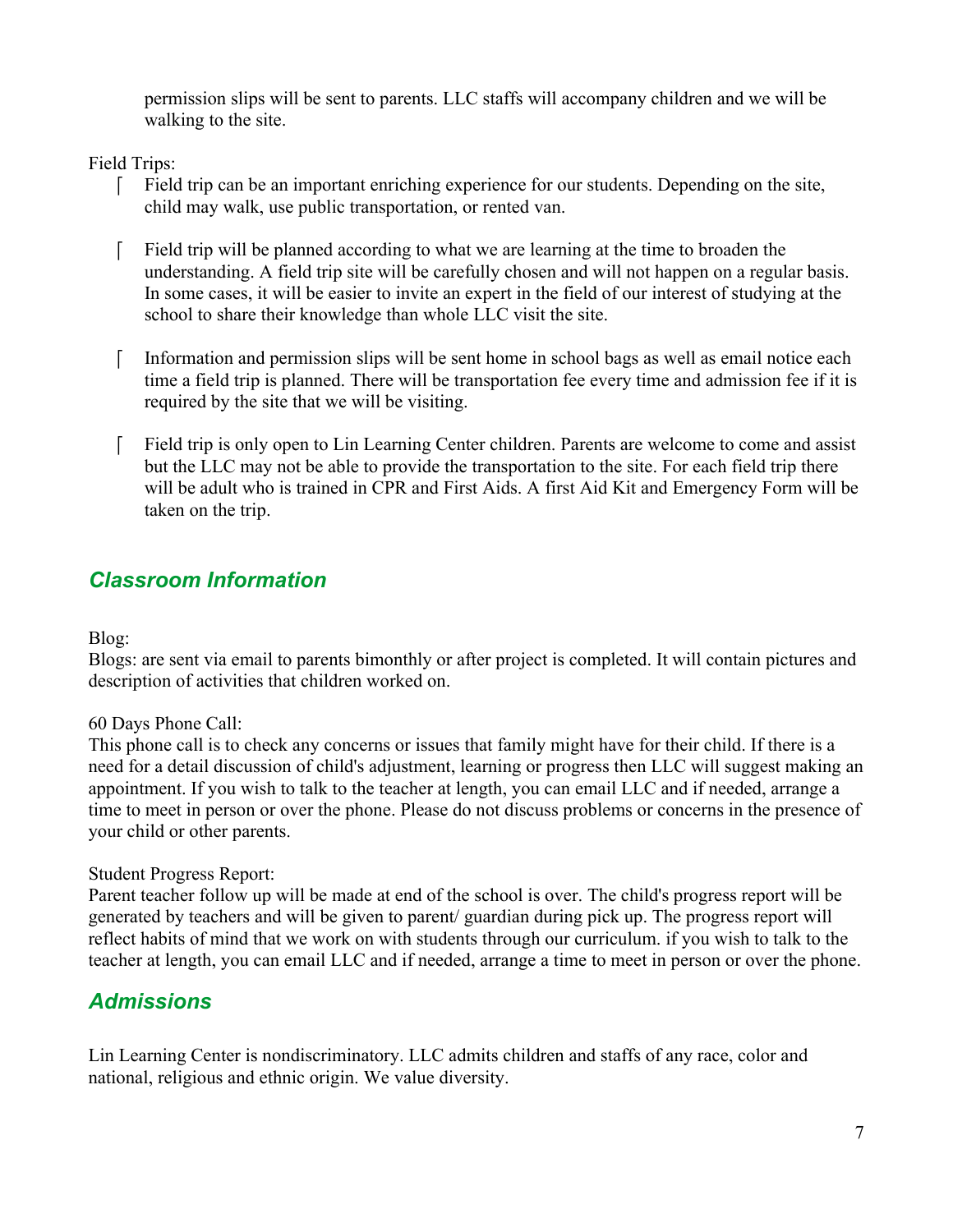permission slips will be sent to parents. LLC staffs will accompany children and we will be walking to the site.

Field Trips:

- Field trip can be an important enriching experience for our students. Depending on the site, child may walk, use public transportation, or rented van.

- Field trip will be planned according to what we are learning at the time to broaden the understanding. A field trip site will be carefully chosen and will not happen on a regular basis. In some cases, it will be easier to invite an expert in the field of our interest of studying at the school to share their knowledge than whole LLC visit the site.

- Information and permission slips will be sent home in school bags as well as email notice each time a field trip is planned. There will be transportation fee every time and admission fee if it is required by the site that we will be visiting.

- Field trip is only open to Lin Learning Center children. Parents are welcome to come and assist but the LLC may not be able to provide the transportation to the site. For each field trip there will be adult who is trained in CPR and First Aids. A first Aid Kit and Emergency Form will be taken on the trip.

## *Classroom Information*

Blog:
Blogs: are sent via email to parents bimonthly or after project is completed. It will contain pictures and description of activities that children worked on.

60 Days Phone Call:
This phone call is to check any concerns or issues that family might have for their child. If there is a need for a detail discussion of child's adjustment, learning or progress then LLC will suggest making an appointment. If you wish to talk to the teacher at length, you can email LLC and if needed, arrange a time to meet in person or over the phone. Please do not discuss problems or concerns in the presence of your child or other parents.

Student Progress Report:
Parent teacher follow up will be made at end of the school is over. The child's progress report will be generated by teachers and will be given to parent/ guardian during pick up. The progress report will reflect habits of mind that we work on with students through our curriculum. if you wish to talk to the teacher at length, you can email LLC and if needed, arrange a time to meet in person or over the phone.

## *Admissions*

Lin Learning Center is nondiscriminatory. LLC admits children and staffs of any race, color and national, religious and ethnic origin. We value diversity.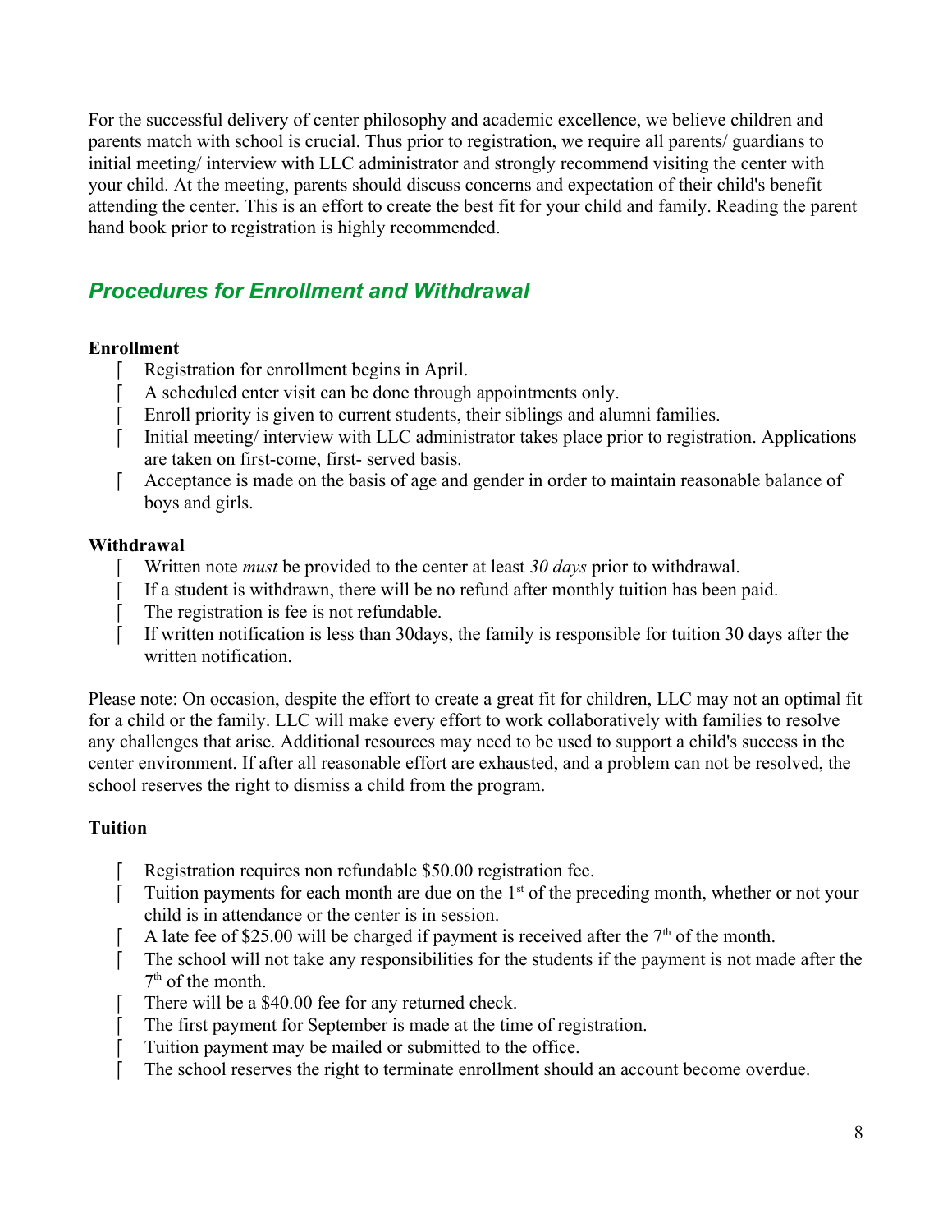For the successful delivery of center philosophy and academic excellence, we believe children and parents match with school is crucial. Thus prior to registration, we require all parents/ guardians to initial meeting/ interview with LLC administrator and strongly recommend visiting the center with your child. At the meeting, parents should discuss concerns and expectation of their child's benefit attending the center. This is an effort to create the best fit for your child and family. Reading the parent hand book prior to registration is highly recommended.

## *Procedures for Enrollment and Withdrawal*

**Enrollment**

- Registration for enrollment begins in April.
- A scheduled enter visit can be done through appointments only.
- Enroll priority is given to current students, their siblings and alumni families.
- Initial meeting/ interview with LLC administrator takes place prior to registration. Applications are taken on first-come, first- served basis.
- Acceptance is made on the basis of age and gender in order to maintain reasonable balance of boys and girls.

**Withdrawal**

- Written note *must* be provided to the center at least *30 days* prior to withdrawal.
- If a student is withdrawn, there will be no refund after monthly tuition has been paid.
- The registration is fee is not refundable.
- If written notification is less than 30days, the family is responsible for tuition 30 days after the written notification.

Please note: On occasion, despite the effort to create a great fit for children, LLC may not an optimal fit for a child or the family. LLC will make every effort to work collaboratively with families to resolve any challenges that arise. Additional resources may need to be used to support a child's success in the center environment. If after all reasonable effort are exhausted, and a problem can not be resolved, the school reserves the right to dismiss a child from the program.

**Tuition**

- Registration requires non refundable $50.00 registration fee.
- Tuition payments for each month are due on the 1st of the preceding month, whether or not your child is in attendance or the center is in session.
- A late fee of $25.00 will be charged if payment is received after the 7th of the month.
- The school will not take any responsibilities for the students if the payment is not made after the 7th of the month.
- There will be a $40.00 fee for any returned check.
- The first payment for September is made at the time of registration.
- Tuition payment may be mailed or submitted to the office.
- The school reserves the right to terminate enrollment should an account become overdue.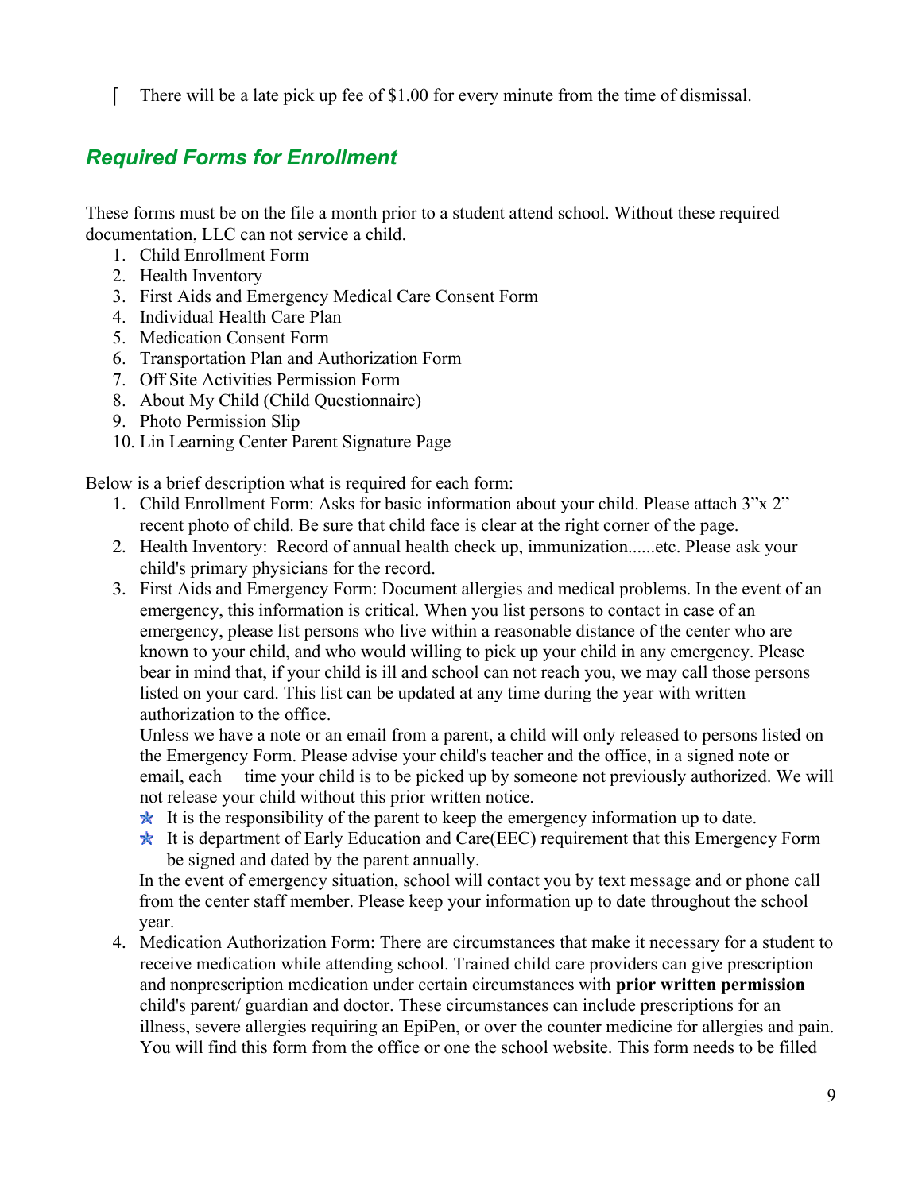- There will be a late pick up fee of $1.00 for every minute from the time of dismissal.

## *Required Forms for Enrollment*

These forms must be on the file a month prior to a student attend school. Without these required documentation, LLC can not service a child.

1. Child Enrollment Form
2. Health Inventory
3. First Aids and Emergency Medical Care Consent Form
4. Individual Health Care Plan
5. Medication Consent Form
6. Transportation Plan and Authorization Form
7. Off Site Activities Permission Form
8. About My Child (Child Questionnaire)
9. Photo Permission Slip
10. Lin Learning Center Parent Signature Page

Below is a brief description what is required for each form:

1. Child Enrollment Form: Asks for basic information about your child. Please attach 3”x 2” recent photo of child. Be sure that child face is clear at the right corner of the page.
2. Health Inventory: Record of annual health check up, immunization......etc. Please ask your child's primary physicians for the record.
3. First Aids and Emergency Form: Document allergies and medical problems. In the event of an emergency, this information is critical. When you list persons to contact in case of an emergency, please list persons who live within a reasonable distance of the center who are known to your child, and who would willing to pick up your child in any emergency. Please bear in mind that, if your child is ill and school can not reach you, we may call those persons listed on your card. This list can be updated at any time during the year with written authorization to the office.
   Unless we have a note or an email from a parent, a child will only released to persons listed on the Emergency Form. Please advise your child's teacher and the office, in a signed note or email, each time your child is to be picked up by someone not previously authorized. We will not release your child without this prior written notice.
   - It is the responsibility of the parent to keep the emergency information up to date.
   - It is department of Early Education and Care(EEC) requirement that this Emergency Form be signed and dated by the parent annually.

   In the event of emergency situation, school will contact you by text message and or phone call from the center staff member. Please keep your information up to date throughout the school year.
4. Medication Authorization Form: There are circumstances that make it necessary for a student to receive medication while attending school. Trained child care providers can give prescription and nonprescription medication under certain circumstances with **prior written permission** child's parent/ guardian and doctor. These circumstances can include prescriptions for an illness, severe allergies requiring an EpiPen, or over the counter medicine for allergies and pain. You will find this form from the office or one the school website. This form needs to be filled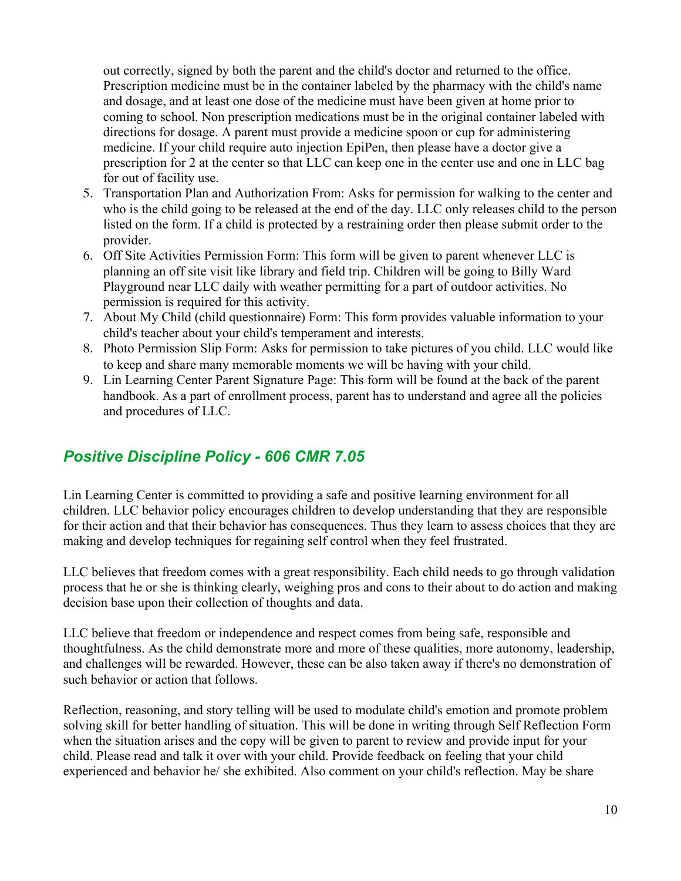out correctly, signed by both the parent and the child's doctor and returned to the office. Prescription medicine must be in the container labeled by the pharmacy with the child's name and dosage, and at least one dose of the medicine must have been given at home prior to coming to school. Non prescription medications must be in the original container labeled with directions for dosage. A parent must provide a medicine spoon or cup for administering medicine. If your child require auto injection EpiPen, then please have a doctor give a prescription for 2 at the center so that LLC can keep one in the center use and one in LLC bag for out of facility use.

5. Transportation Plan and Authorization From: Asks for permission for walking to the center and who is the child going to be released at the end of the day. LLC only releases child to the person listed on the form. If a child is protected by a restraining order then please submit order to the provider.
6. Off Site Activities Permission Form: This form will be given to parent whenever LLC is planning an off site visit like library and field trip. Children will be going to Billy Ward Playground near LLC daily with weather permitting for a part of outdoor activities. No permission is required for this activity.
7. About My Child (child questionnaire) Form: This form provides valuable information to your child's teacher about your child's temperament and interests.
8. Photo Permission Slip Form: Asks for permission to take pictures of you child. LLC would like to keep and share many memorable moments we will be having with your child.
9. Lin Learning Center Parent Signature Page: This form will be found at the back of the parent handbook. As a part of enrollment process, parent has to understand and agree all the policies and procedures of LLC.

## *Positive Discipline Policy - 606 CMR 7.05*

Lin Learning Center is committed to providing a safe and positive learning environment for all children. LLC behavior policy encourages children to develop understanding that they are responsible for their action and that their behavior has consequences. Thus they learn to assess choices that they are making and develop techniques for regaining self control when they feel frustrated.

LLC believes that freedom comes with a great responsibility. Each child needs to go through validation process that he or she is thinking clearly, weighing pros and cons to their about to do action and making decision base upon their collection of thoughts and data.

LLC believe that freedom or independence and respect comes from being safe, responsible and thoughtfulness. As the child demonstrate more and more of these qualities, more autonomy, leadership, and challenges will be rewarded. However, these can be also taken away if there's no demonstration of such behavior or action that follows.

Reflection, reasoning, and story telling will be used to modulate child's emotion and promote problem solving skill for better handling of situation. This will be done in writing through Self Reflection Form when the situation arises and the copy will be given to parent to review and provide input for your child. Please read and talk it over with your child. Provide feedback on feeling that your child experienced and behavior he/ she exhibited. Also comment on your child's reflection. May be share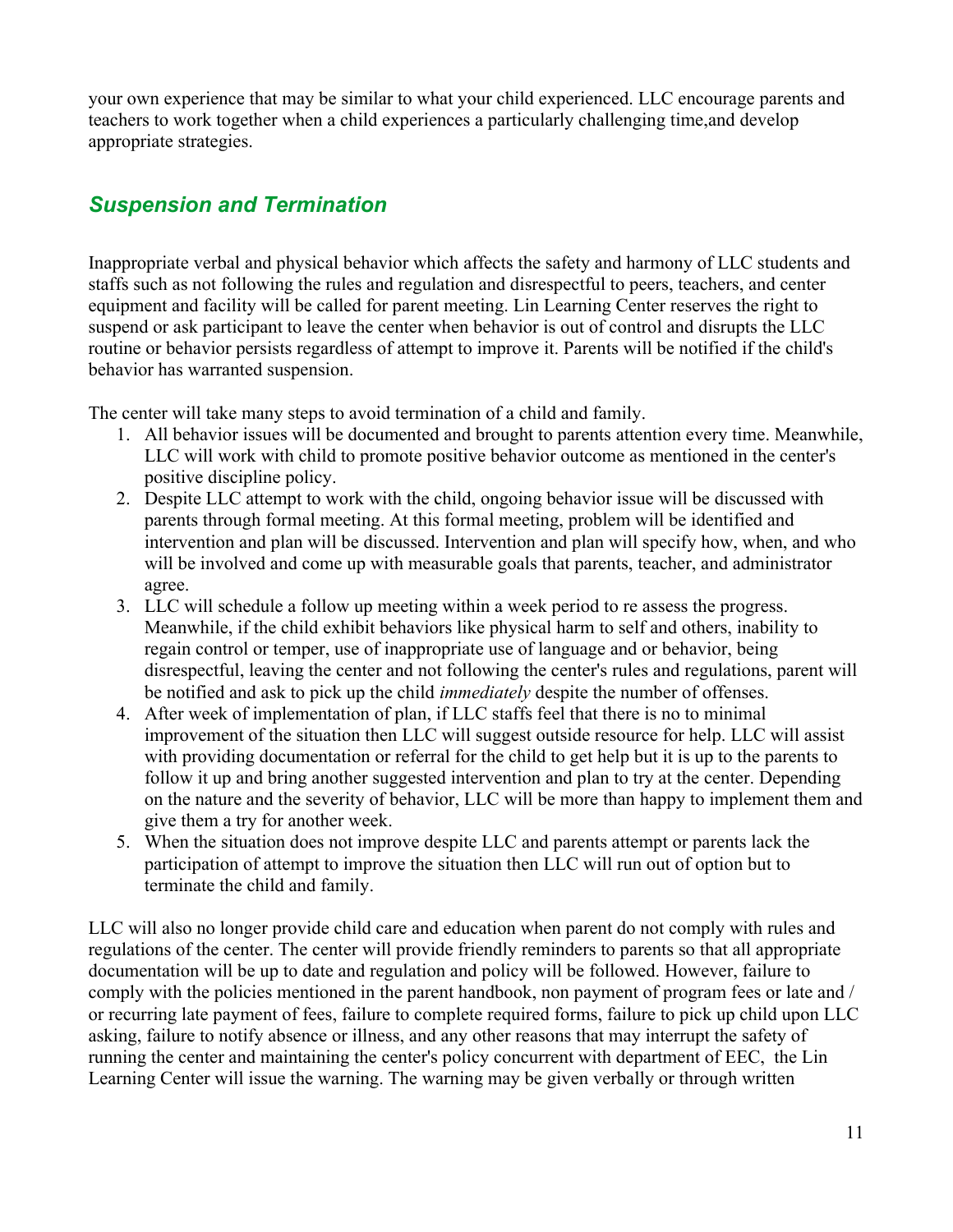your own experience that may be similar to what your child experienced. LLC encourage parents and teachers to work together when a child experiences a particularly challenging time,and develop appropriate strategies.

## *Suspension and Termination*

Inappropriate verbal and physical behavior which affects the safety and harmony of LLC students and staffs such as not following the rules and regulation and disrespectful to peers, teachers, and center equipment and facility will be called for parent meeting. Lin Learning Center reserves the right to suspend or ask participant to leave the center when behavior is out of control and disrupts the LLC routine or behavior persists regardless of attempt to improve it. Parents will be notified if the child's behavior has warranted suspension.

The center will take many steps to avoid termination of a child and family.

1. All behavior issues will be documented and brought to parents attention every time. Meanwhile, LLC will work with child to promote positive behavior outcome as mentioned in the center's positive discipline policy.
2. Despite LLC attempt to work with the child, ongoing behavior issue will be discussed with parents through formal meeting. At this formal meeting, problem will be identified and intervention and plan will be discussed. Intervention and plan will specify how, when, and who will be involved and come up with measurable goals that parents, teacher, and administrator agree.
3. LLC will schedule a follow up meeting within a week period to re assess the progress. Meanwhile, if the child exhibit behaviors like physical harm to self and others, inability to regain control or temper, use of inappropriate use of language and or behavior, being disrespectful, leaving the center and not following the center's rules and regulations, parent will be notified and ask to pick up the child *immediately* despite the number of offenses.
4. After week of implementation of plan, if LLC staffs feel that there is no to minimal improvement of the situation then LLC will suggest outside resource for help. LLC will assist with providing documentation or referral for the child to get help but it is up to the parents to follow it up and bring another suggested intervention and plan to try at the center. Depending on the nature and the severity of behavior, LLC will be more than happy to implement them and give them a try for another week.
5. When the situation does not improve despite LLC and parents attempt or parents lack the participation of attempt to improve the situation then LLC will run out of option but to terminate the child and family.

LLC will also no longer provide child care and education when parent do not comply with rules and regulations of the center. The center will provide friendly reminders to parents so that all appropriate documentation will be up to date and regulation and policy will be followed. However, failure to comply with the policies mentioned in the parent handbook, non payment of program fees or late and / or recurring late payment of fees, failure to complete required forms, failure to pick up child upon LLC asking, failure to notify absence or illness, and any other reasons that may interrupt the safety of running the center and maintaining the center's policy concurrent with department of EEC, the Lin Learning Center will issue the warning. The warning may be given verbally or through written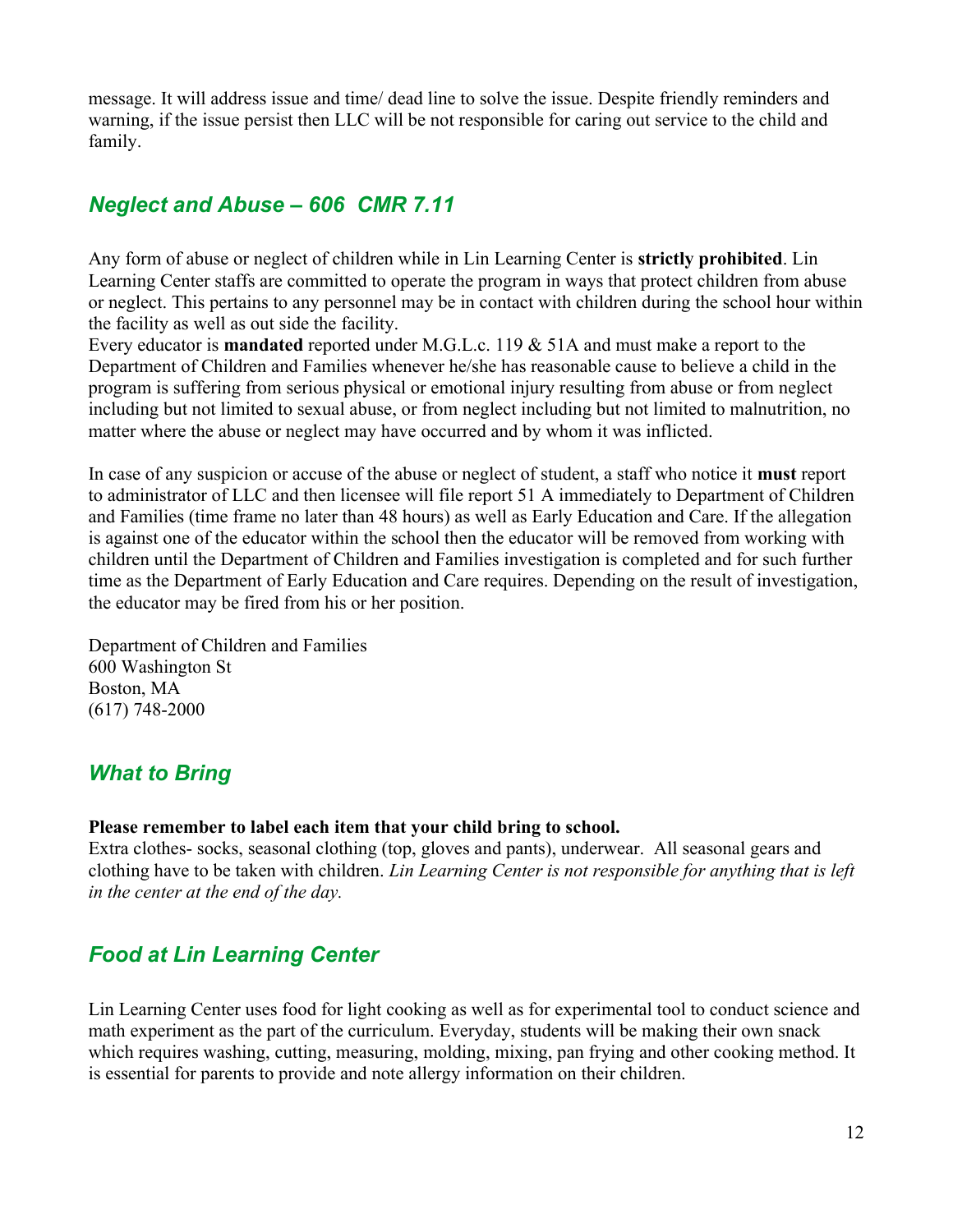message. It will address issue and time/ dead line to solve the issue. Despite friendly reminders and warning, if the issue persist then LLC will be not responsible for caring out service to the child and family.

## *Neglect and Abuse – 606 CMR 7.11*

Any form of abuse or neglect of children while in Lin Learning Center is **strictly prohibited**. Lin Learning Center staffs are committed to operate the program in ways that protect children from abuse or neglect. This pertains to any personnel may be in contact with children during the school hour within the facility as well as out side the facility.

Every educator is **mandated** reported under M.G.L.c. 119 & 51A and must make a report to the Department of Children and Families whenever he/she has reasonable cause to believe a child in the program is suffering from serious physical or emotional injury resulting from abuse or from neglect including but not limited to sexual abuse, or from neglect including but not limited to malnutrition, no matter where the abuse or neglect may have occurred and by whom it was inflicted.

In case of any suspicion or accuse of the abuse or neglect of student, a staff who notice it **must** report to administrator of LLC and then licensee will file report 51 A immediately to Department of Children and Families (time frame no later than 48 hours) as well as Early Education and Care. If the allegation is against one of the educator within the school then the educator will be removed from working with children until the Department of Children and Families investigation is completed and for such further time as the Department of Early Education and Care requires. Depending on the result of investigation, the educator may be fired from his or her position.

Department of Children and Families
600 Washington St
Boston, MA
(617) 748-2000

## *What to Bring*

**Please remember to label each item that your child bring to school.**
Extra clothes- socks, seasonal clothing (top, gloves and pants), underwear. All seasonal gears and clothing have to be taken with children. *Lin Learning Center is not responsible for anything that is left in the center at the end of the day.*

## *Food at Lin Learning Center*

Lin Learning Center uses food for light cooking as well as for experimental tool to conduct science and math experiment as the part of the curriculum. Everyday, students will be making their own snack which requires washing, cutting, measuring, molding, mixing, pan frying and other cooking method. It is essential for parents to provide and note allergy information on their children.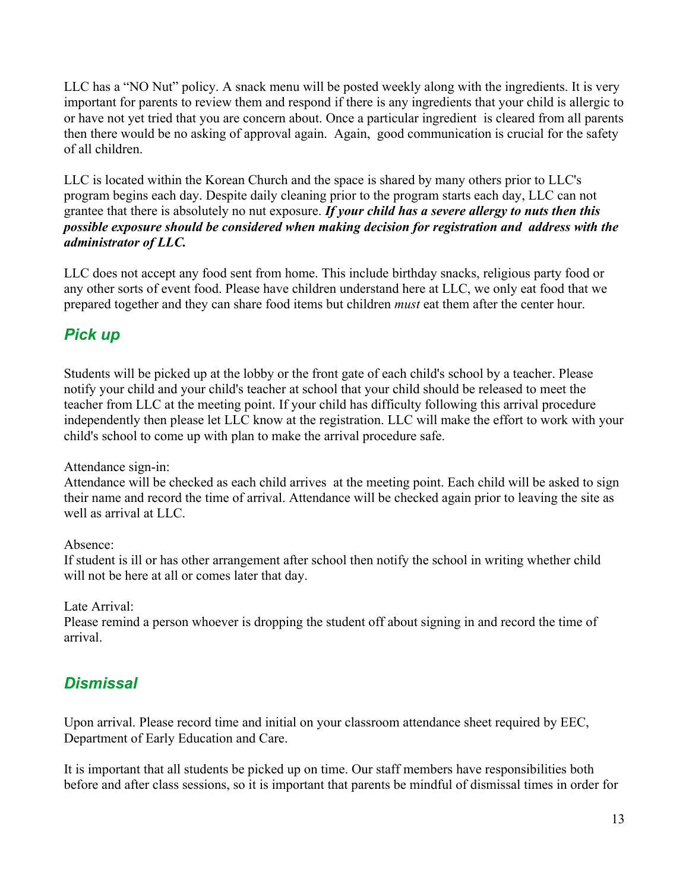LLC has a “NO Nut” policy. A snack menu will be posted weekly along with the ingredients. It is very important for parents to review them and respond if there is any ingredients that your child is allergic to or have not yet tried that you are concern about. Once a particular ingredient is cleared from all parents then there would be no asking of approval again. Again, good communication is crucial for the safety of all children.

LLC is located within the Korean Church and the space is shared by many others prior to LLC's program begins each day. Despite daily cleaning prior to the program starts each day, LLC can not grantee that there is absolutely no nut exposure. ***If your child has a severe allergy to nuts then this possible exposure should be considered when making decision for registration and address with the administrator of LLC.***

LLC does not accept any food sent from home. This include birthday snacks, religious party food or any other sorts of event food. Please have children understand here at LLC, we only eat food that we prepared together and they can share food items but children *must* eat them after the center hour.

## *Pick up*

Students will be picked up at the lobby or the front gate of each child's school by a teacher. Please notify your child and your child's teacher at school that your child should be released to meet the teacher from LLC at the meeting point. If your child has difficulty following this arrival procedure independently then please let LLC know at the registration. LLC will make the effort to work with your child's school to come up with plan to make the arrival procedure safe.

Attendance sign-in:
Attendance will be checked as each child arrives at the meeting point. Each child will be asked to sign their name and record the time of arrival. Attendance will be checked again prior to leaving the site as well as arrival at LLC.

Absence:
If student is ill or has other arrangement after school then notify the school in writing whether child will not be here at all or comes later that day.

Late Arrival:
Please remind a person whoever is dropping the student off about signing in and record the time of arrival.

## *Dismissal*

Upon arrival. Please record time and initial on your classroom attendance sheet required by EEC, Department of Early Education and Care.

It is important that all students be picked up on time. Our staff members have responsibilities both before and after class sessions, so it is important that parents be mindful of dismissal times in order for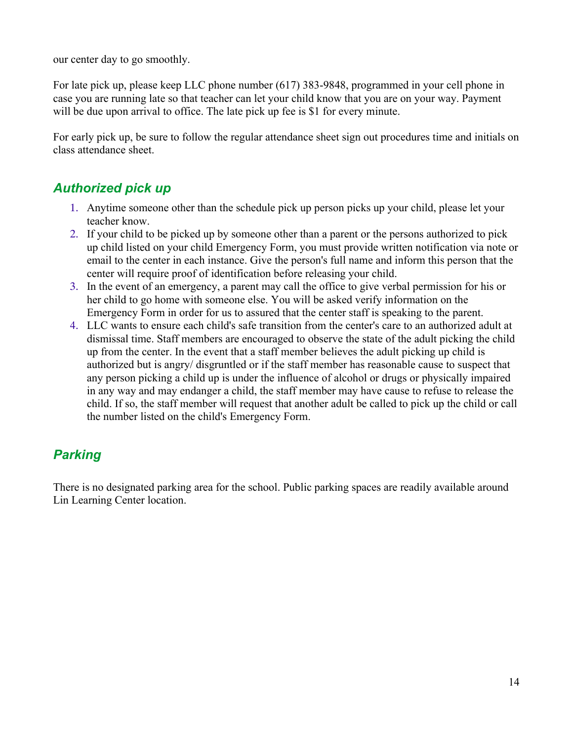our center day to go smoothly.

For late pick up, please keep LLC phone number (617) 383-9848, programmed in your cell phone in case you are running late so that teacher can let your child know that you are on your way. Payment will be due upon arrival to office. The late pick up fee is $1 for every minute.

For early pick up, be sure to follow the regular attendance sheet sign out procedures time and initials on class attendance sheet.

## *Authorized pick up*

1. Anytime someone other than the schedule pick up person picks up your child, please let your teacher know.
2. If your child to be picked up by someone other than a parent or the persons authorized to pick up child listed on your child Emergency Form, you must provide written notification via note or email to the center in each instance. Give the person's full name and inform this person that the center will require proof of identification before releasing your child.
3. In the event of an emergency, a parent may call the office to give verbal permission for his or her child to go home with someone else. You will be asked verify information on the Emergency Form in order for us to assured that the center staff is speaking to the parent.
4. LLC wants to ensure each child's safe transition from the center's care to an authorized adult at dismissal time. Staff members are encouraged to observe the state of the adult picking the child up from the center. In the event that a staff member believes the adult picking up child is authorized but is angry/ disgruntled or if the staff member has reasonable cause to suspect that any person picking a child up is under the influence of alcohol or drugs or physically impaired in any way and may endanger a child, the staff member may have cause to refuse to release the child. If so, the staff member will request that another adult be called to pick up the child or call the number listed on the child's Emergency Form.

## *Parking*

There is no designated parking area for the school. Public parking spaces are readily available around Lin Learning Center location.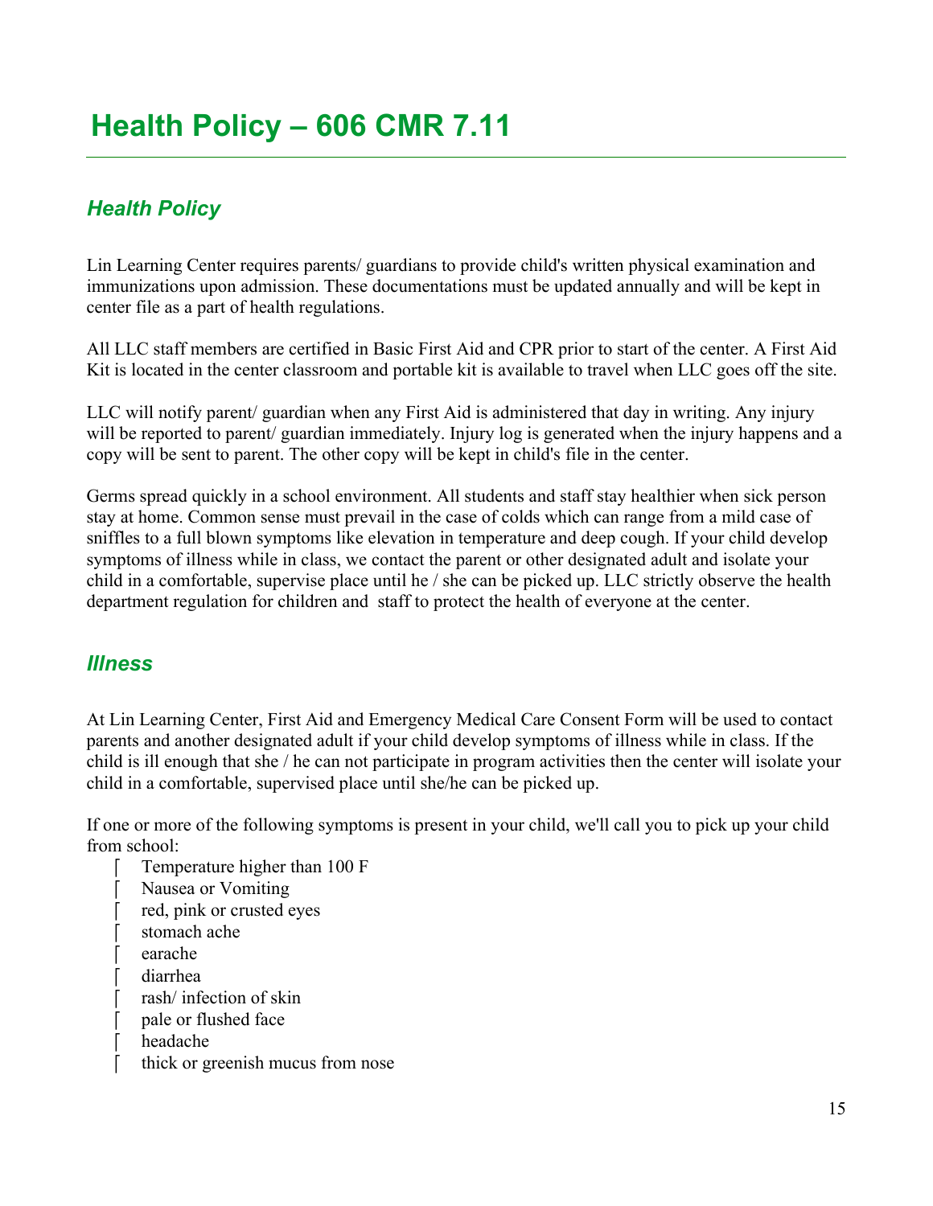# Health Policy – 606 CMR 7.11

---

## *Health Policy*

Lin Learning Center requires parents/ guardians to provide child's written physical examination and immunizations upon admission. These documentations must be updated annually and will be kept in center file as a part of health regulations.

All LLC staff members are certified in Basic First Aid and CPR prior to start of the center. A First Aid Kit is located in the center classroom and portable kit is available to travel when LLC goes off the site.

LLC will notify parent/ guardian when any First Aid is administered that day in writing. Any injury will be reported to parent/ guardian immediately. Injury log is generated when the injury happens and a copy will be sent to parent. The other copy will be kept in child's file in the center.

Germs spread quickly in a school environment. All students and staff stay healthier when sick person stay at home. Common sense must prevail in the case of colds which can range from a mild case of sniffles to a full blown symptoms like elevation in temperature and deep cough. If your child develop symptoms of illness while in class, we contact the parent or other designated adult and isolate your child in a comfortable, supervise place until he / she can be picked up. LLC strictly observe the health department regulation for children and staff to protect the health of everyone at the center.

## *Illness*

At Lin Learning Center, First Aid and Emergency Medical Care Consent Form will be used to contact parents and another designated adult if your child develop symptoms of illness while in class. If the child is ill enough that she / he can not participate in program activities then the center will isolate your child in a comfortable, supervised place until she/he can be picked up.

If one or more of the following symptoms is present in your child, we'll call you to pick up your child from school:

- Temperature higher than 100 F
- Nausea or Vomiting
- red, pink or crusted eyes
- stomach ache
- earache
- diarrhea
- rash/ infection of skin
- pale or flushed face
- headache
- thick or greenish mucus from nose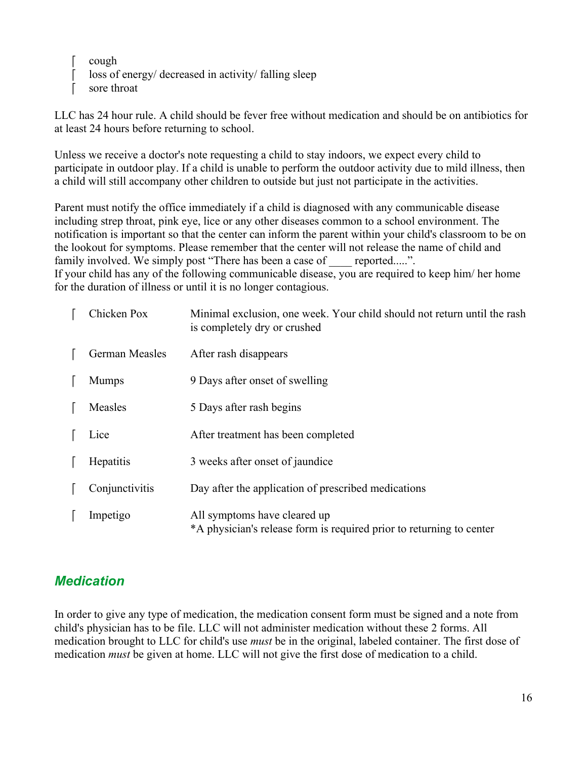- cough
- loss of energy/ decreased in activity/ falling sleep
- sore throat

LLC has 24 hour rule. A child should be fever free without medication and should be on antibiotics for at least 24 hours before returning to school.

Unless we receive a doctor's note requesting a child to stay indoors, we expect every child to participate in outdoor play. If a child is unable to perform the outdoor activity due to mild illness, then a child will still accompany other children to outside but just not participate in the activities.

Parent must notify the office immediately if a child is diagnosed with any communicable disease including strep throat, pink eye, lice or any other diseases common to a school environment. The notification is important so that the center can inform the parent within your child's classroom to be on the lookout for symptoms. Please remember that the center will not release the name of child and family involved. We simply post "There has been a case of ____ reported.....".
If your child has any of the following communicable disease, you are required to keep him/ her home for the duration of illness or until it is no longer contagious.

- **Chicken Pox** — Minimal exclusion, one week. Your child should not return until the rash is completely dry or crushed
- **German Measles** — After rash disappears
- **Mumps** — 9 Days after onset of swelling
- **Measles** — 5 Days after rash begins
- **Lice** — After treatment has been completed
- **Hepatitis** — 3 weeks after onset of jaundice
- **Conjunctivitis** — Day after the application of prescribed medications
- **Impetigo** — All symptoms have cleared up
  *A physician's release form is required prior to returning to center

## *Medication*

In order to give any type of medication, the medication consent form must be signed and a note from child's physician has to be file. LLC will not administer medication without these 2 forms. All medication brought to LLC for child's use *must* be in the original, labeled container. The first dose of medication *must* be given at home. LLC will not give the first dose of medication to a child.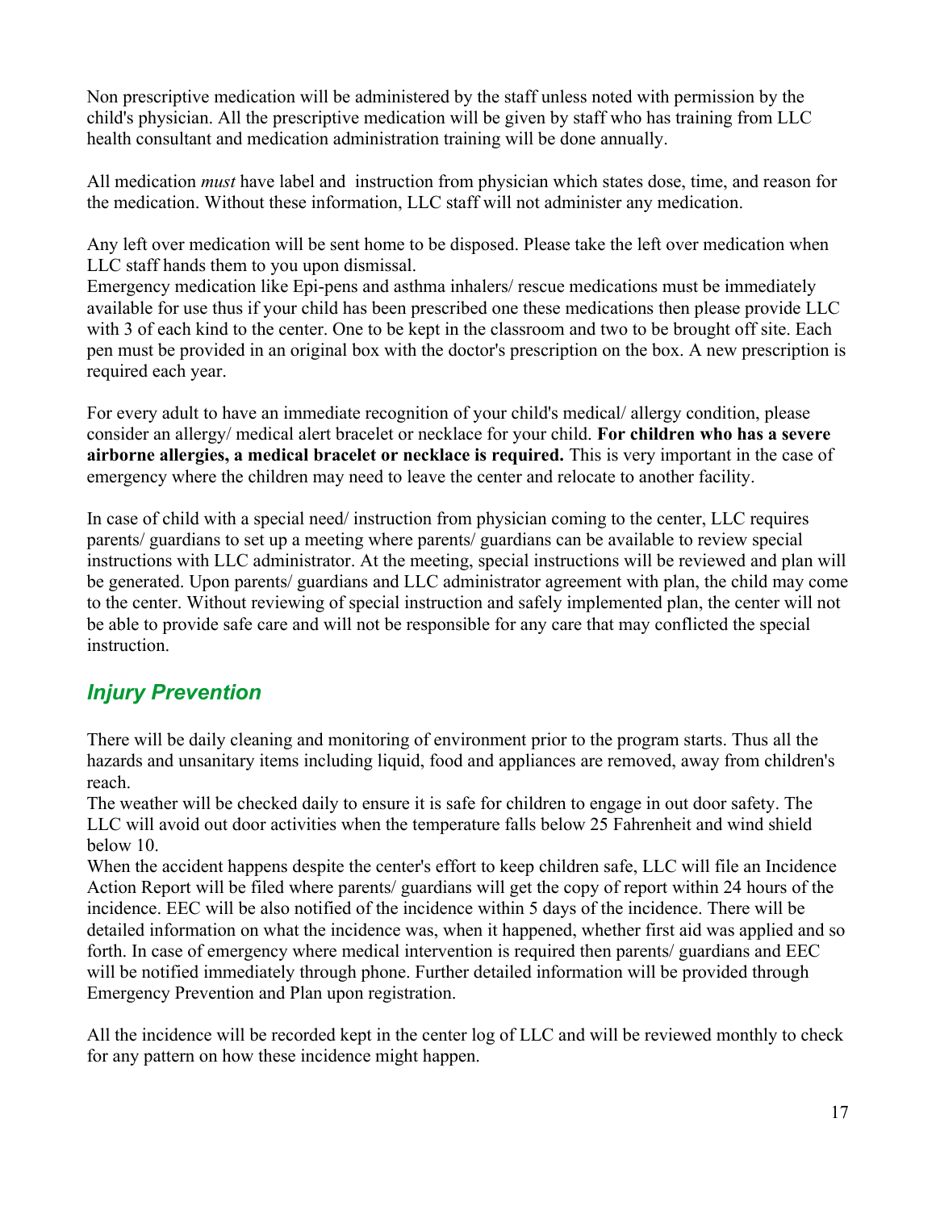Non prescriptive medication will be administered by the staff unless noted with permission by the child's physician. All the prescriptive medication will be given by staff who has training from LLC health consultant and medication administration training will be done annually.

All medication *must* have label and instruction from physician which states dose, time, and reason for the medication. Without these information, LLC staff will not administer any medication.

Any left over medication will be sent home to be disposed. Please take the left over medication when LLC staff hands them to you upon dismissal.
Emergency medication like Epi-pens and asthma inhalers/ rescue medications must be immediately available for use thus if your child has been prescribed one these medications then please provide LLC with 3 of each kind to the center. One to be kept in the classroom and two to be brought off site. Each pen must be provided in an original box with the doctor's prescription on the box. A new prescription is required each year.

For every adult to have an immediate recognition of your child's medical/ allergy condition, please consider an allergy/ medical alert bracelet or necklace for your child. **For children who has a severe airborne allergies, a medical bracelet or necklace is required.** This is very important in the case of emergency where the children may need to leave the center and relocate to another facility.

In case of child with a special need/ instruction from physician coming to the center, LLC requires parents/ guardians to set up a meeting where parents/ guardians can be available to review special instructions with LLC administrator. At the meeting, special instructions will be reviewed and plan will be generated. Upon parents/ guardians and LLC administrator agreement with plan, the child may come to the center. Without reviewing of special instruction and safely implemented plan, the center will not be able to provide safe care and will not be responsible for any care that may conflicted the special instruction.

## *Injury Prevention*

There will be daily cleaning and monitoring of environment prior to the program starts. Thus all the hazards and unsanitary items including liquid, food and appliances are removed, away from children's reach.
The weather will be checked daily to ensure it is safe for children to engage in out door safety. The LLC will avoid out door activities when the temperature falls below 25 Fahrenheit and wind shield below 10.
When the accident happens despite the center's effort to keep children safe, LLC will file an Incidence Action Report will be filed where parents/ guardians will get the copy of report within 24 hours of the incidence. EEC will be also notified of the incidence within 5 days of the incidence. There will be detailed information on what the incidence was, when it happened, whether first aid was applied and so forth. In case of emergency where medical intervention is required then parents/ guardians and EEC will be notified immediately through phone. Further detailed information will be provided through Emergency Prevention and Plan upon registration.

All the incidence will be recorded kept in the center log of LLC and will be reviewed monthly to check for any pattern on how these incidence might happen.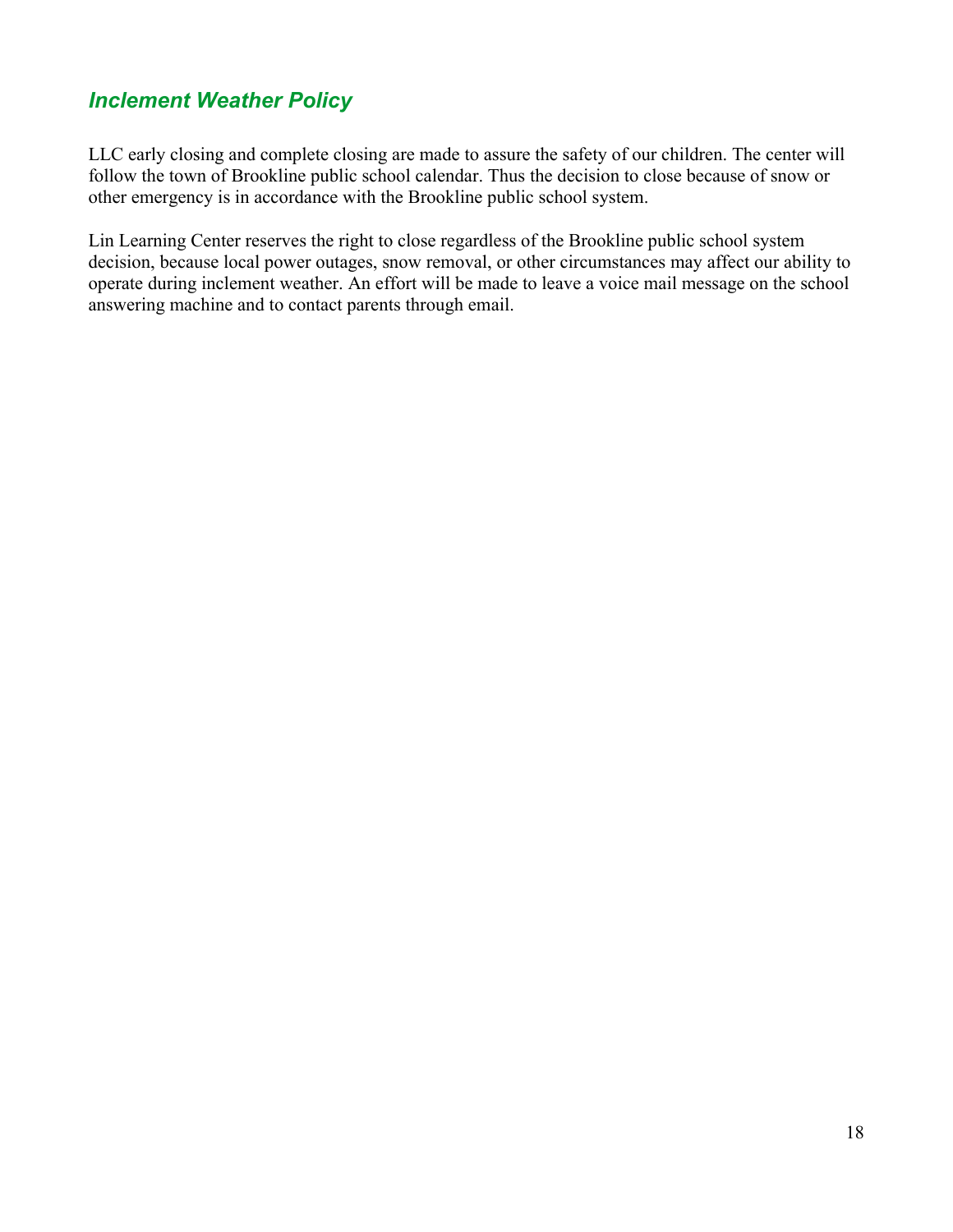## *Inclement Weather Policy*

LLC early closing and complete closing are made to assure the safety of our children. The center will follow the town of Brookline public school calendar. Thus the decision to close because of snow or other emergency is in accordance with the Brookline public school system.

Lin Learning Center reserves the right to close regardless of the Brookline public school system decision, because local power outages, snow removal, or other circumstances may affect our ability to operate during inclement weather. An effort will be made to leave a voice mail message on the school answering machine and to contact parents through email.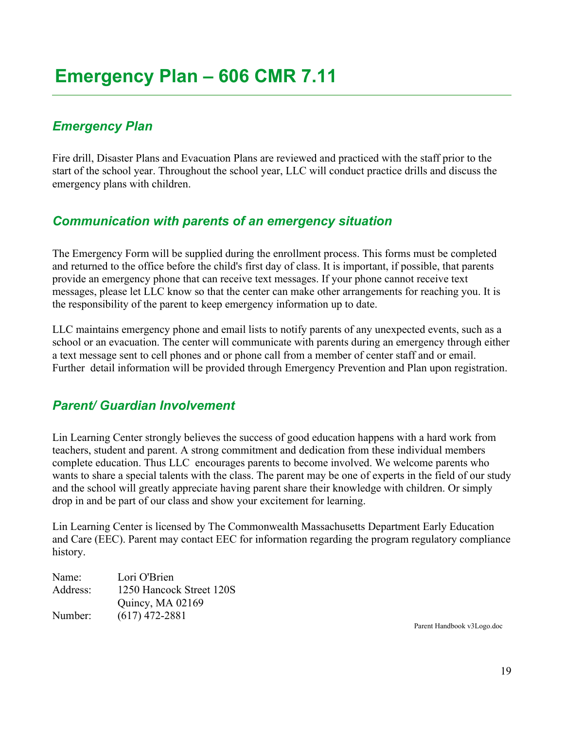# Emergency Plan – 606 CMR 7.11

## *Emergency Plan*

Fire drill, Disaster Plans and Evacuation Plans are reviewed and practiced with the staff prior to the start of the school year. Throughout the school year, LLC will conduct practice drills and discuss the emergency plans with children.

## *Communication with parents of an emergency situation*

The Emergency Form will be supplied during the enrollment process. This forms must be completed and returned to the office before the child's first day of class. It is important, if possible, that parents provide an emergency phone that can receive text messages. If your phone cannot receive text messages, please let LLC know so that the center can make other arrangements for reaching you. It is the responsibility of the parent to keep emergency information up to date.

LLC maintains emergency phone and email lists to notify parents of any unexpected events, such as a school or an evacuation. The center will communicate with parents during an emergency through either a text message sent to cell phones and or phone call from a member of center staff and or email. Further detail information will be provided through Emergency Prevention and Plan upon registration.

## *Parent/ Guardian Involvement*

Lin Learning Center strongly believes the success of good education happens with a hard work from teachers, student and parent. A strong commitment and dedication from these individual members complete education. Thus LLC encourages parents to become involved. We welcome parents who wants to share a special talents with the class. The parent may be one of experts in the field of our study and the school will greatly appreciate having parent share their knowledge with children. Or simply drop in and be part of our class and show your excitement for learning.

Lin Learning Center is licensed by The Commonwealth Massachusetts Department Early Education and Care (EEC). Parent may contact EEC for information regarding the program regulatory compliance history.

Name: Lori O'Brien
Address: 1250 Hancock Street 120S
Quincy, MA 02169
Number: (617) 472-2881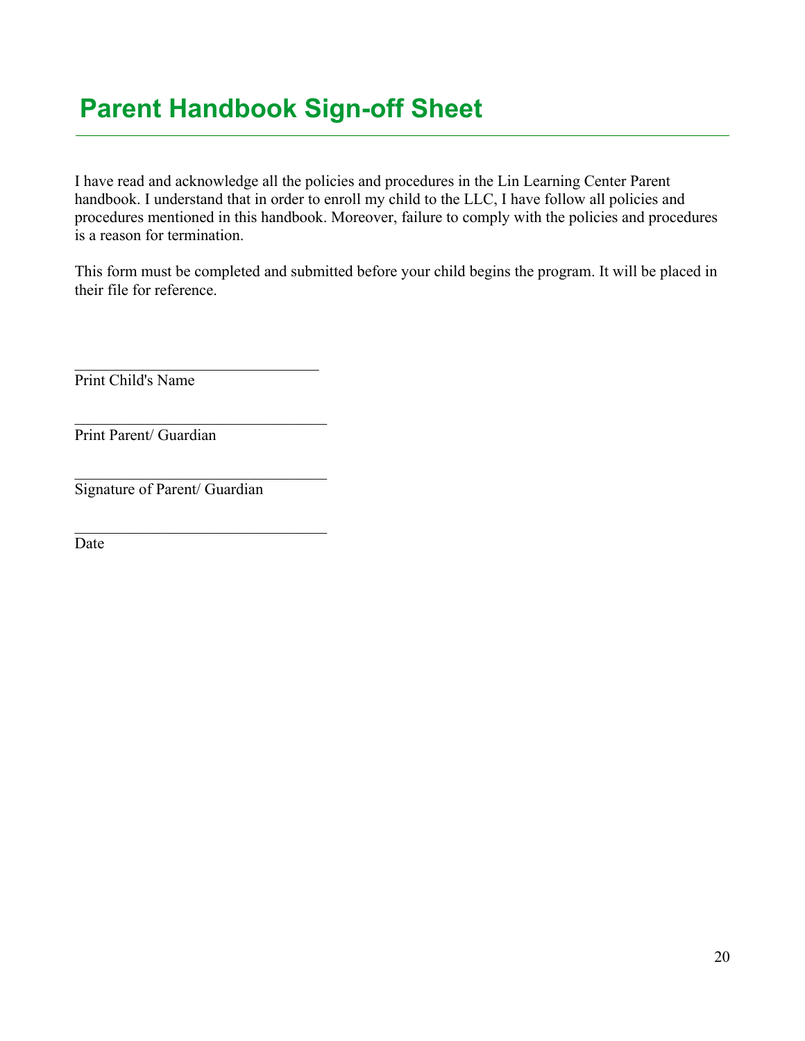# Parent Handbook Sign-off Sheet

---

I have read and acknowledge all the policies and procedures in the Lin Learning Center Parent handbook. I understand that in order to enroll my child to the LLC, I have follow all policies and procedures mentioned in this handbook. Moreover, failure to comply with the policies and procedures is a reason for termination.

This form must be completed and submitted before your child begins the program. It will be placed in their file for reference.

________________________________
Print Child's Name

_________________________________
Print Parent/ Guardian

_________________________________
Signature of Parent/ Guardian

_________________________________
Date